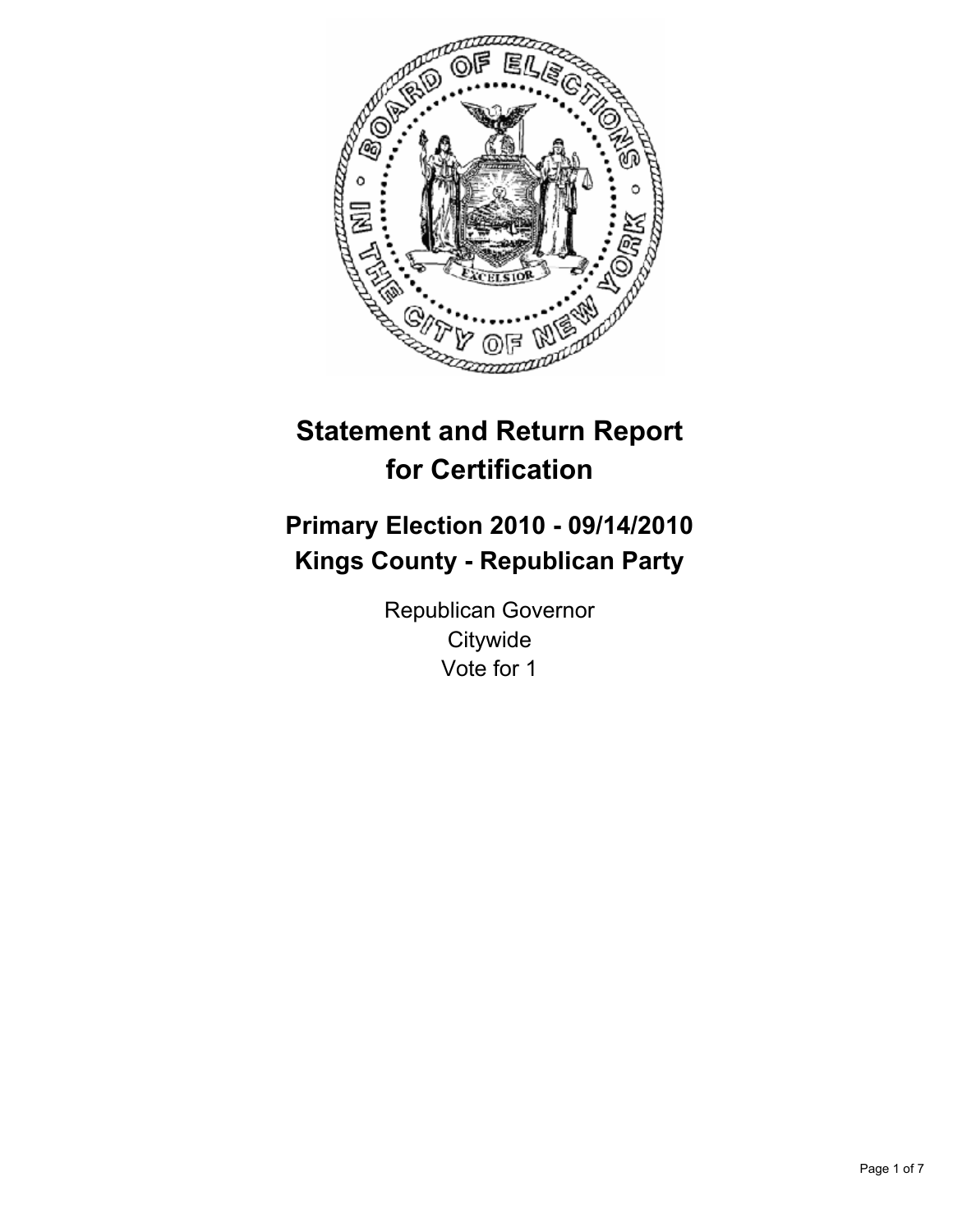# Statement and Return Report for Certification

## Primary Election 2010 - 09/14/2010
## Kings County - Republican Party

Republican Governor
Citywide
Vote for 1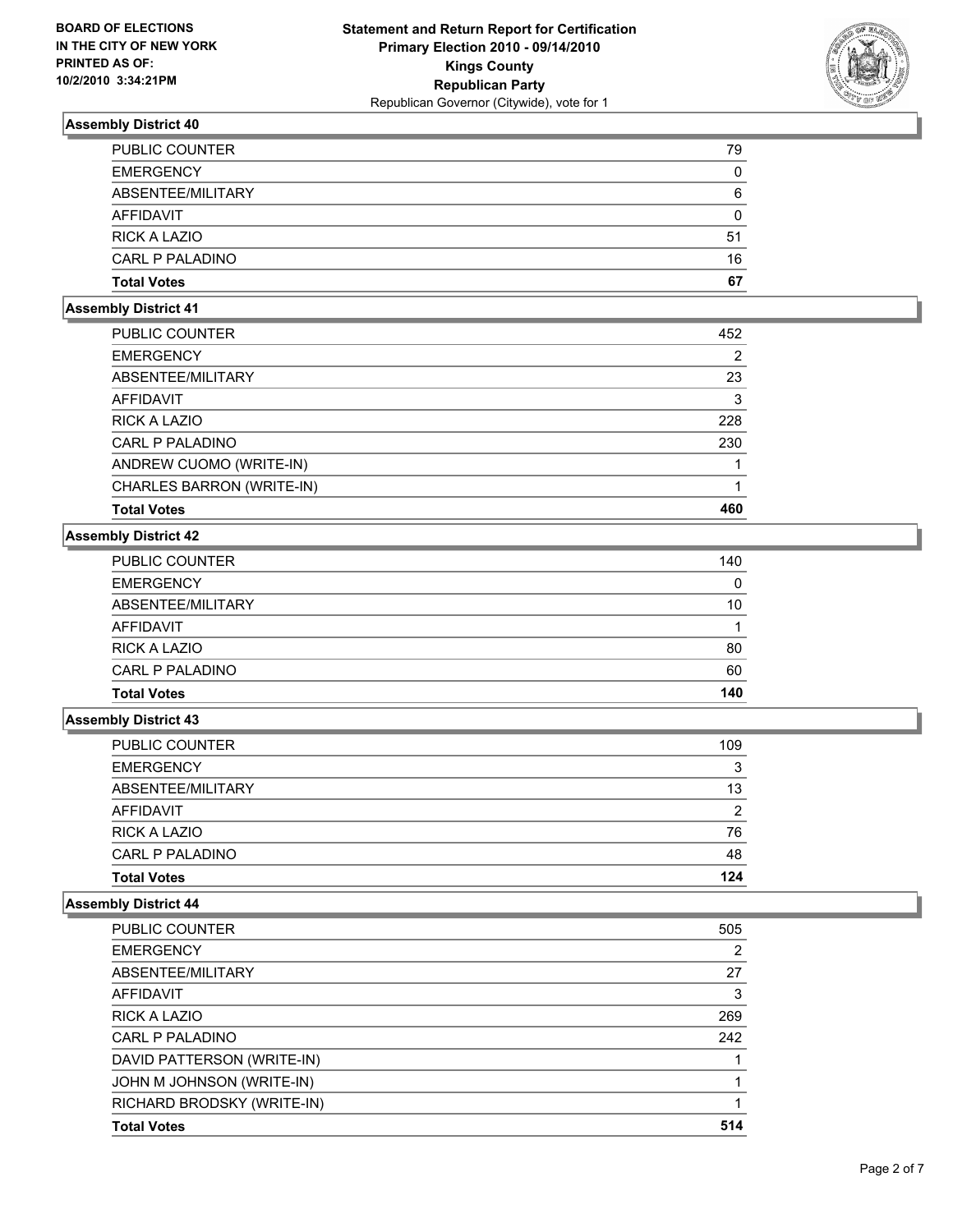## Assembly District 40

| | |
|---|---|
| PUBLIC COUNTER | 79 |
| EMERGENCY | 0 |
| ABSENTEE/MILITARY | 6 |
| AFFIDAVIT | 0 |
| RICK A LAZIO | 51 |
| CARL P PALADINO | 16 |
| **Total Votes** | **67** |

## Assembly District 41

| | |
|---|---|
| PUBLIC COUNTER | 452 |
| EMERGENCY | 2 |
| ABSENTEE/MILITARY | 23 |
| AFFIDAVIT | 3 |
| RICK A LAZIO | 228 |
| CARL P PALADINO | 230 |
| ANDREW CUOMO (WRITE-IN) | 1 |
| CHARLES BARRON (WRITE-IN) | 1 |
| **Total Votes** | **460** |

## Assembly District 42

| | |
|---|---|
| PUBLIC COUNTER | 140 |
| EMERGENCY | 0 |
| ABSENTEE/MILITARY | 10 |
| AFFIDAVIT | 1 |
| RICK A LAZIO | 80 |
| CARL P PALADINO | 60 |
| **Total Votes** | **140** |

## Assembly District 43

| | |
|---|---|
| PUBLIC COUNTER | 109 |
| EMERGENCY | 3 |
| ABSENTEE/MILITARY | 13 |
| AFFIDAVIT | 2 |
| RICK A LAZIO | 76 |
| CARL P PALADINO | 48 |
| **Total Votes** | **124** |

## Assembly District 44

| | |
|---|---|
| PUBLIC COUNTER | 505 |
| EMERGENCY | 2 |
| ABSENTEE/MILITARY | 27 |
| AFFIDAVIT | 3 |
| RICK A LAZIO | 269 |
| CARL P PALADINO | 242 |
| DAVID PATTERSON (WRITE-IN) | 1 |
| JOHN M JOHNSON (WRITE-IN) | 1 |
| RICHARD BRODSKY (WRITE-IN) | 1 |
| **Total Votes** | **514** |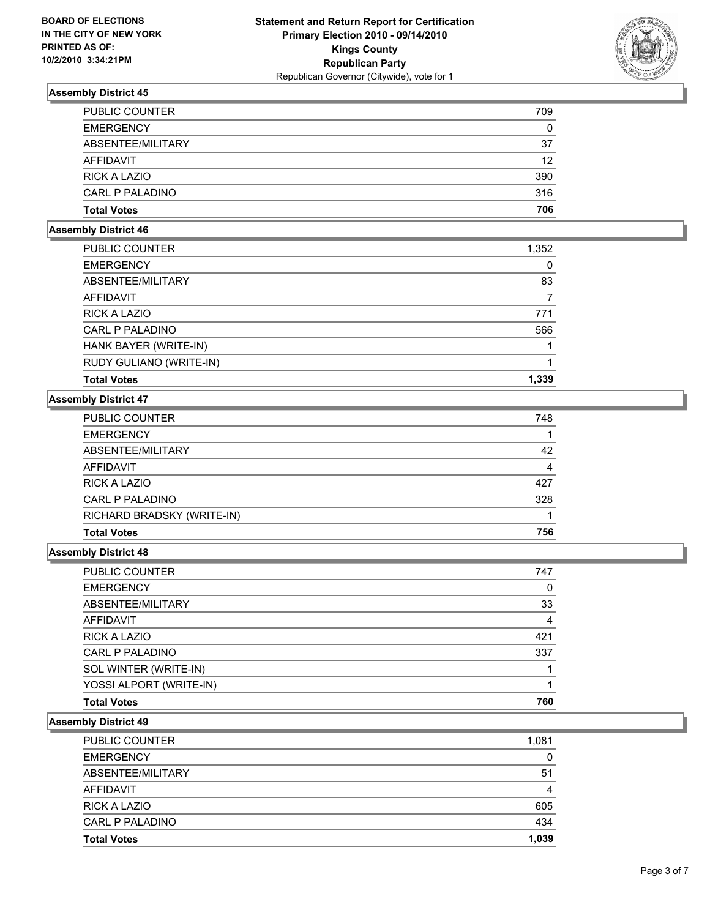**BOARD OF ELECTIONS IN THE CITY OF NEW YORK PRINTED AS OF: 10/2/2010 3:34:21PM**

# Statement and Return Report for Certification
## Primary Election 2010 - 09/14/2010
## Kings County
## Republican Party
Republican Governor (Citywide), vote for 1

### Assembly District 45

| | |
|---|---|
| PUBLIC COUNTER | 709 |
| EMERGENCY | 0 |
| ABSENTEE/MILITARY | 37 |
| AFFIDAVIT | 12 |
| RICK A LAZIO | 390 |
| CARL P PALADINO | 316 |
| **Total Votes** | **706** |

### Assembly District 46

| | |
|---|---|
| PUBLIC COUNTER | 1,352 |
| EMERGENCY | 0 |
| ABSENTEE/MILITARY | 83 |
| AFFIDAVIT | 7 |
| RICK A LAZIO | 771 |
| CARL P PALADINO | 566 |
| HANK BAYER (WRITE-IN) | 1 |
| RUDY GULIANO (WRITE-IN) | 1 |
| **Total Votes** | **1,339** |

### Assembly District 47

| | |
|---|---|
| PUBLIC COUNTER | 748 |
| EMERGENCY | 1 |
| ABSENTEE/MILITARY | 42 |
| AFFIDAVIT | 4 |
| RICK A LAZIO | 427 |
| CARL P PALADINO | 328 |
| RICHARD BRADSKY (WRITE-IN) | 1 |
| **Total Votes** | **756** |

### Assembly District 48

| | |
|---|---|
| PUBLIC COUNTER | 747 |
| EMERGENCY | 0 |
| ABSENTEE/MILITARY | 33 |
| AFFIDAVIT | 4 |
| RICK A LAZIO | 421 |
| CARL P PALADINO | 337 |
| SOL WINTER (WRITE-IN) | 1 |
| YOSSI ALPORT (WRITE-IN) | 1 |
| **Total Votes** | **760** |

### Assembly District 49

| | |
|---|---|
| PUBLIC COUNTER | 1,081 |
| EMERGENCY | 0 |
| ABSENTEE/MILITARY | 51 |
| AFFIDAVIT | 4 |
| RICK A LAZIO | 605 |
| CARL P PALADINO | 434 |
| **Total Votes** | **1,039** |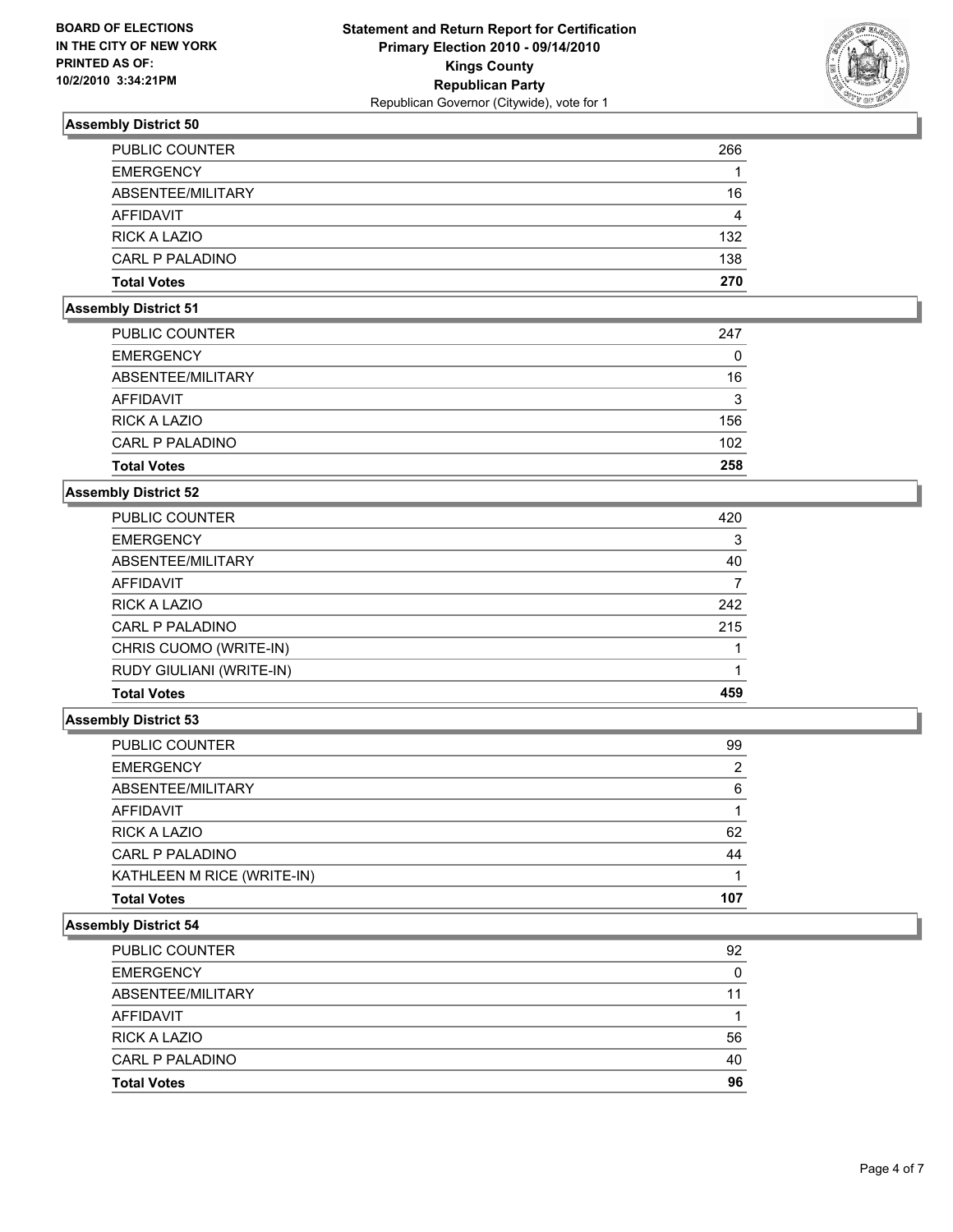**BOARD OF ELECTIONS IN THE CITY OF NEW YORK PRINTED AS OF: 10/2/2010 3:34:21PM**

**Statement and Return Report for Certification Primary Election 2010 - 09/14/2010 Kings County Republican Party**
Republican Governor (Citywide), vote for 1

### Assembly District 50

| | |
|---|---|
| PUBLIC COUNTER | 266 |
| EMERGENCY | 1 |
| ABSENTEE/MILITARY | 16 |
| AFFIDAVIT | 4 |
| RICK A LAZIO | 132 |
| CARL P PALADINO | 138 |
| **Total Votes** | **270** |

### Assembly District 51

| | |
|---|---|
| PUBLIC COUNTER | 247 |
| EMERGENCY | 0 |
| ABSENTEE/MILITARY | 16 |
| AFFIDAVIT | 3 |
| RICK A LAZIO | 156 |
| CARL P PALADINO | 102 |
| **Total Votes** | **258** |

### Assembly District 52

| | |
|---|---|
| PUBLIC COUNTER | 420 |
| EMERGENCY | 3 |
| ABSENTEE/MILITARY | 40 |
| AFFIDAVIT | 7 |
| RICK A LAZIO | 242 |
| CARL P PALADINO | 215 |
| CHRIS CUOMO (WRITE-IN) | 1 |
| RUDY GIULIANI (WRITE-IN) | 1 |
| **Total Votes** | **459** |

### Assembly District 53

| | |
|---|---|
| PUBLIC COUNTER | 99 |
| EMERGENCY | 2 |
| ABSENTEE/MILITARY | 6 |
| AFFIDAVIT | 1 |
| RICK A LAZIO | 62 |
| CARL P PALADINO | 44 |
| KATHLEEN M RICE (WRITE-IN) | 1 |
| **Total Votes** | **107** |

### Assembly District 54

| | |
|---|---|
| PUBLIC COUNTER | 92 |
| EMERGENCY | 0 |
| ABSENTEE/MILITARY | 11 |
| AFFIDAVIT | 1 |
| RICK A LAZIO | 56 |
| CARL P PALADINO | 40 |
| **Total Votes** | **96** |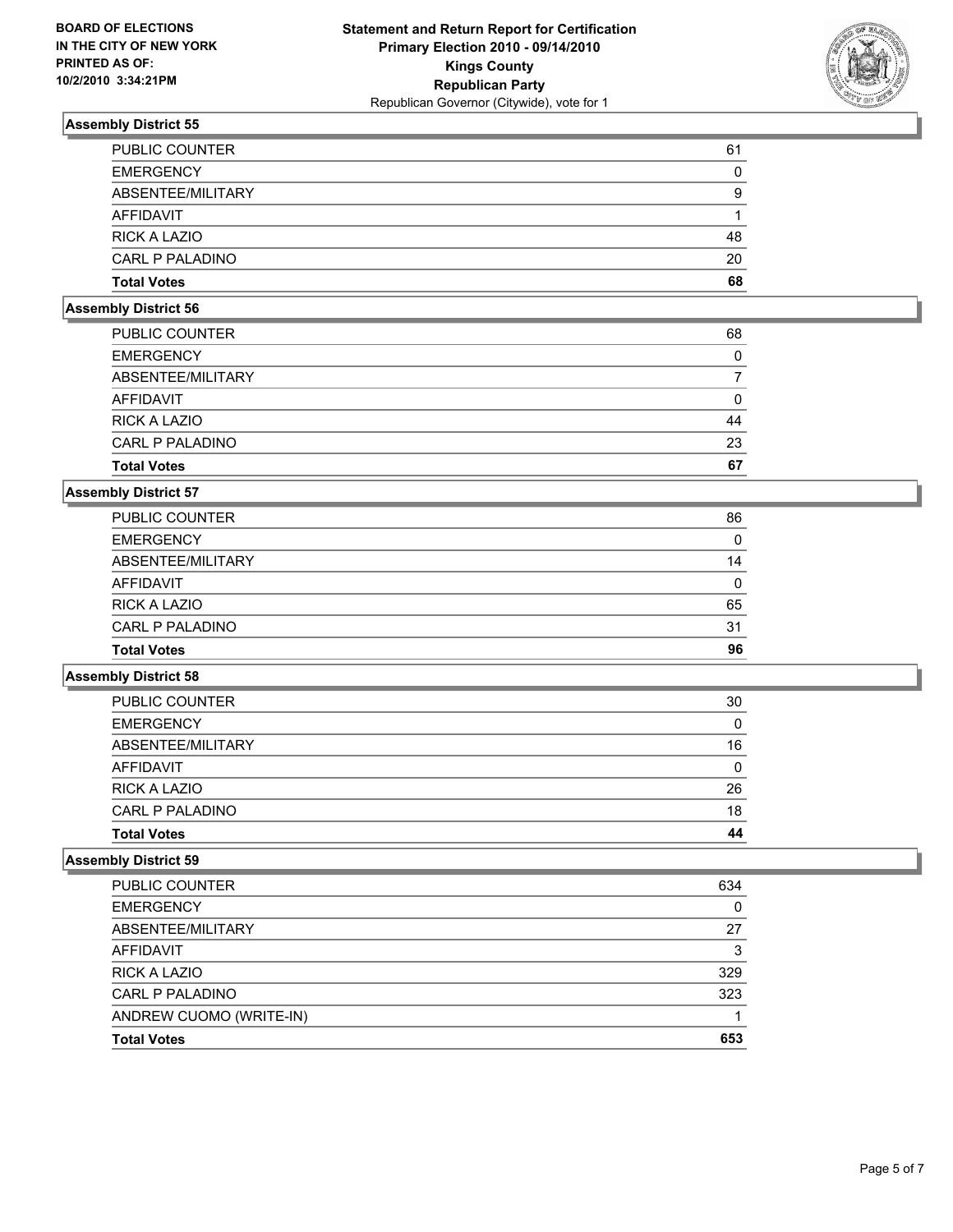BOARD OF ELECTIONS
IN THE CITY OF NEW YORK
PRINTED AS OF:
10/2/2010 3:34:21PM

**Statement and Return Report for Certification**
**Primary Election 2010 - 09/14/2010**
**Kings County**
**Republican Party**
Republican Governor (Citywide), vote for 1

### Assembly District 55

| | |
|---|---|
| PUBLIC COUNTER | 61 |
| EMERGENCY | 0 |
| ABSENTEE/MILITARY | 9 |
| AFFIDAVIT | 1 |
| RICK A LAZIO | 48 |
| CARL P PALADINO | 20 |
| **Total Votes** | **68** |

### Assembly District 56

| | |
|---|---|
| PUBLIC COUNTER | 68 |
| EMERGENCY | 0 |
| ABSENTEE/MILITARY | 7 |
| AFFIDAVIT | 0 |
| RICK A LAZIO | 44 |
| CARL P PALADINO | 23 |
| **Total Votes** | **67** |

### Assembly District 57

| | |
|---|---|
| PUBLIC COUNTER | 86 |
| EMERGENCY | 0 |
| ABSENTEE/MILITARY | 14 |
| AFFIDAVIT | 0 |
| RICK A LAZIO | 65 |
| CARL P PALADINO | 31 |
| **Total Votes** | **96** |

### Assembly District 58

| | |
|---|---|
| PUBLIC COUNTER | 30 |
| EMERGENCY | 0 |
| ABSENTEE/MILITARY | 16 |
| AFFIDAVIT | 0 |
| RICK A LAZIO | 26 |
| CARL P PALADINO | 18 |
| **Total Votes** | **44** |

### Assembly District 59

| | |
|---|---|
| PUBLIC COUNTER | 634 |
| EMERGENCY | 0 |
| ABSENTEE/MILITARY | 27 |
| AFFIDAVIT | 3 |
| RICK A LAZIO | 329 |
| CARL P PALADINO | 323 |
| ANDREW CUOMO (WRITE-IN) | 1 |
| **Total Votes** | **653** |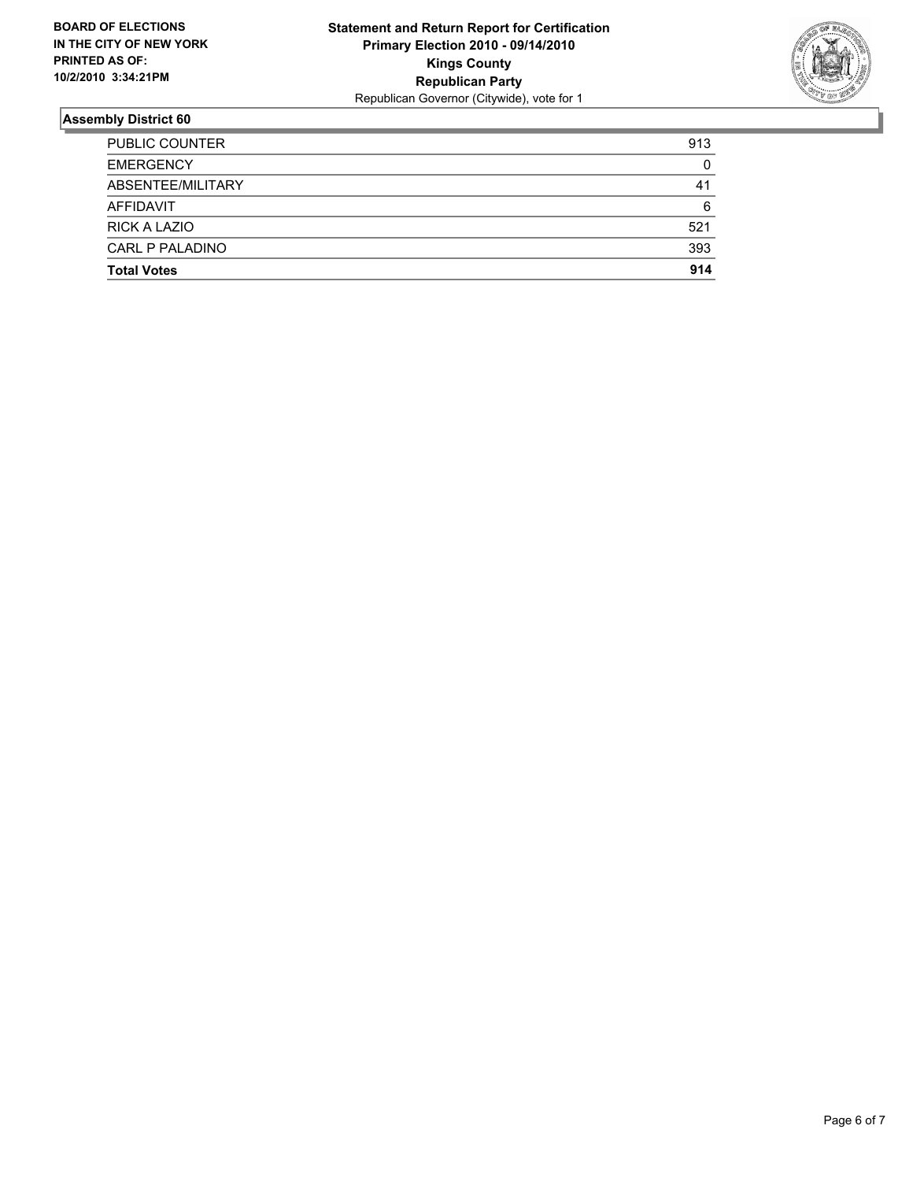**BOARD OF ELECTIONS IN THE CITY OF NEW YORK PRINTED AS OF: 10/2/2010 3:34:21PM**

**Statement and Return Report for Certification**
**Primary Election 2010 - 09/14/2010**
**Kings County**
**Republican Party**
Republican Governor (Citywide), vote for 1

## Assembly District 60

| | |
|---|---|
| PUBLIC COUNTER | 913 |
| EMERGENCY | 0 |
| ABSENTEE/MILITARY | 41 |
| AFFIDAVIT | 6 |
| RICK A LAZIO | 521 |
| CARL P PALADINO | 393 |
| **Total Votes** | **914** |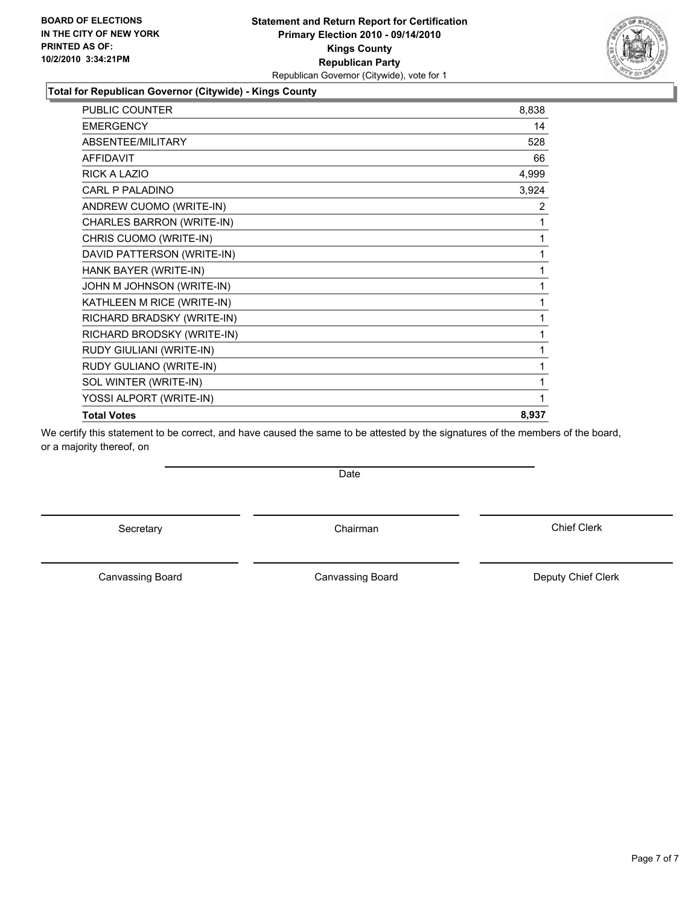**BOARD OF ELECTIONS**
**IN THE CITY OF NEW YORK**
**PRINTED AS OF:**
**10/2/2010 3:34:21PM**

**Statement and Return Report for Certification**
**Primary Election 2010 - 09/14/2010**
**Kings County**
**Republican Party**
Republican Governor (Citywide), vote for 1

### Total for Republican Governor (Citywide) - Kings County

| | |
|---|---|
| PUBLIC COUNTER | 8,838 |
| EMERGENCY | 14 |
| ABSENTEE/MILITARY | 528 |
| AFFIDAVIT | 66 |
| RICK A LAZIO | 4,999 |
| CARL P PALADINO | 3,924 |
| ANDREW CUOMO (WRITE-IN) | 2 |
| CHARLES BARRON (WRITE-IN) | 1 |
| CHRIS CUOMO (WRITE-IN) | 1 |
| DAVID PATTERSON (WRITE-IN) | 1 |
| HANK BAYER (WRITE-IN) | 1 |
| JOHN M JOHNSON (WRITE-IN) | 1 |
| KATHLEEN M RICE (WRITE-IN) | 1 |
| RICHARD BRADSKY (WRITE-IN) | 1 |
| RICHARD BRODSKY (WRITE-IN) | 1 |
| RUDY GIULIANI (WRITE-IN) | 1 |
| RUDY GULIANO (WRITE-IN) | 1 |
| SOL WINTER (WRITE-IN) | 1 |
| YOSSI ALPORT (WRITE-IN) | 1 |
| **Total Votes** | **8,937** |

We certify this statement to be correct, and have caused the same to be attested by the signatures of the members of the board, or a majority thereof, on

Date

Secretary | Chairman | Chief Clerk

Canvassing Board | Canvassing Board | Deputy Chief Clerk